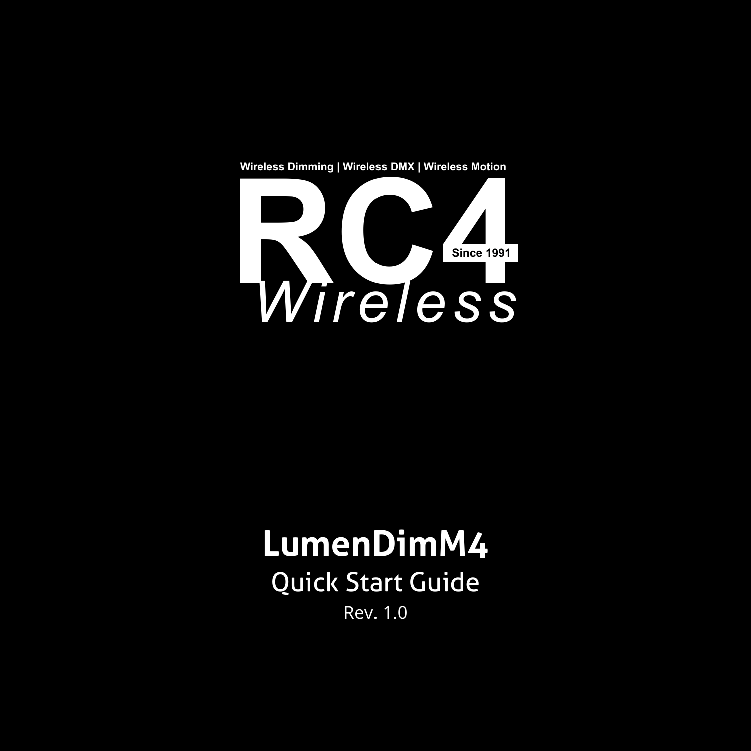Wireless Dimming | Wireless DMX | Wireless Motion

RC4

Since 1991

*Wireless*

# LumenDimM4

## Quick Start Guide

Rev. 1.0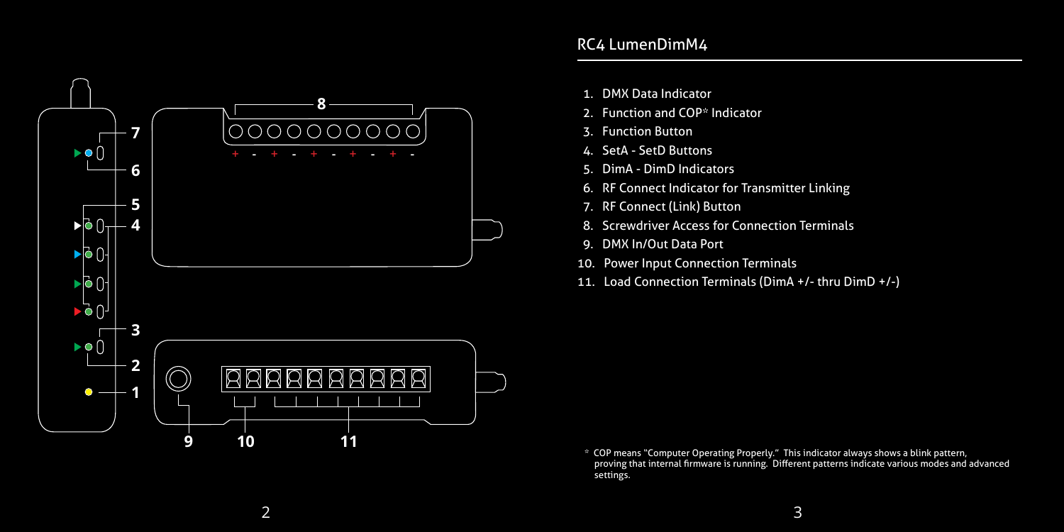## RC4 LumenDimM4

1. DMX Data Indicator
2. Function and COP* Indicator
3. Function Button
4. SetA - SetD Buttons
5. DimA - DimD Indicators
6. RF Connect Indicator for Transmitter Linking
7. RF Connect (Link) Button
8. Screwdriver Access for Connection Terminals
9. DMX In/Out Data Port
10. Power Input Connection Terminals
11. Load Connection Terminals (DimA +/- thru DimD +/-)

\* COP means "Computer Operating Properly." This indicator always shows a blink pattern, proving that internal firmware is running. Different patterns indicate various modes and advanced settings.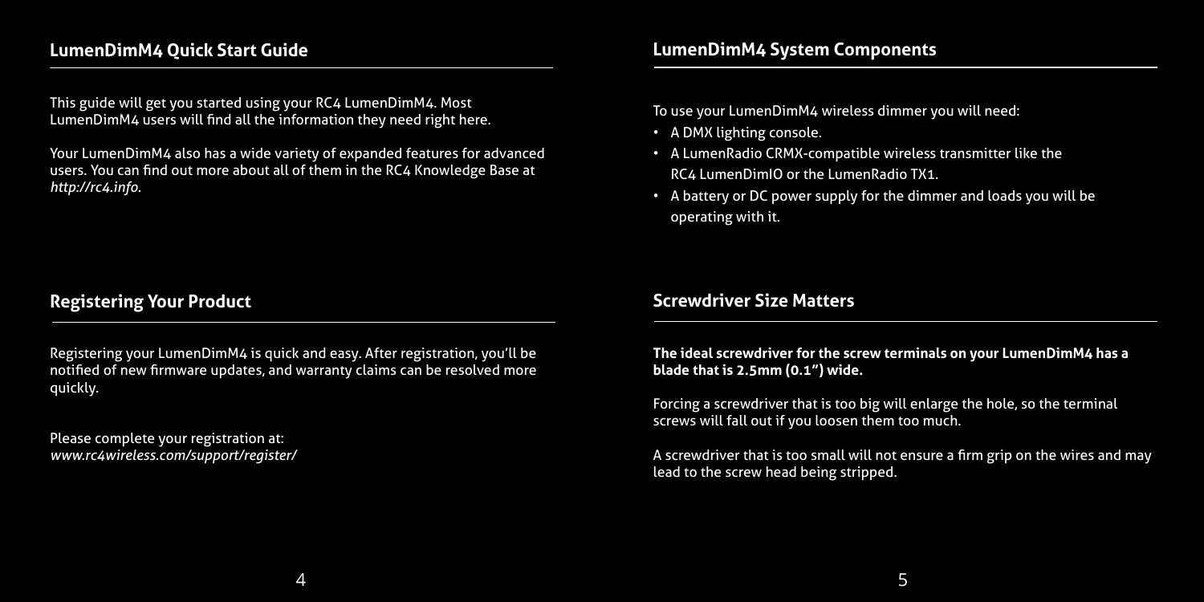## LumenDimM4 Quick Start Guide

This guide will get you started using your RC4 LumenDimM4. Most LumenDimM4 users will find all the information they need right here.

Your LumenDimM4 also has a wide variety of expanded features for advanced users. You can find out more about all of them in the RC4 Knowledge Base at *http://rc4.info*.

## Registering Your Product

Registering your LumenDimM4 is quick and easy. After registration, you'll be notified of new firmware updates, and warranty claims can be resolved more quickly.

Please complete your registration at:
*www.rc4wireless.com/support/register/*

## LumenDimM4 System Components

To use your LumenDimM4 wireless dimmer you will need:

- A DMX lighting console.
- A LumenRadio CRMX-compatible wireless transmitter like the RC4 LumenDimIO or the LumenRadio TX1.
- A battery or DC power supply for the dimmer and loads you will be operating with it.

## Screwdriver Size Matters

**The ideal screwdriver for the screw terminals on your LumenDimM4 has a blade that is 2.5mm (0.1") wide.**

Forcing a screwdriver that is too big will enlarge the hole, so the terminal screws will fall out if you loosen them too much.

A screwdriver that is too small will not ensure a firm grip on the wires and may lead to the screw head being stripped.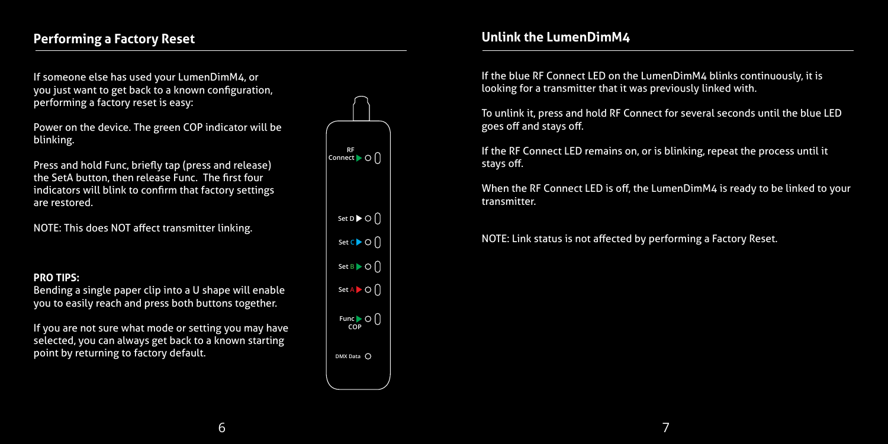## Performing a Factory Reset

If someone else has used your LumenDimM4, or you just want to get back to a known configuration, performing a factory reset is easy:

Power on the device. The green COP indicator will be blinking.

Press and hold Func, briefly tap (press and release) the SetA button, then release Func. The first four indicators will blink to confirm that factory settings are restored.

NOTE: This does NOT affect transmitter linking.

**PRO TIPS:**
Bending a single paper clip into a U shape will enable you to easily reach and press both buttons together.

If you are not sure what mode or setting you may have selected, you can always get back to a known starting point by returning to factory default.

RF Connect

Set D

Set C

Set B

Set A

Func COP

DMX Data

## Unlink the LumenDimM4

If the blue RF Connect LED on the LumenDimM4 blinks continuously, it is looking for a transmitter that it was previously linked with.

To unlink it, press and hold RF Connect for several seconds until the blue LED goes off and stays off.

If the RF Connect LED remains on, or is blinking, repeat the process until it stays off.

When the RF Connect LED is off, the LumenDimM4 is ready to be linked to your transmitter.

NOTE: Link status is not affected by performing a Factory Reset.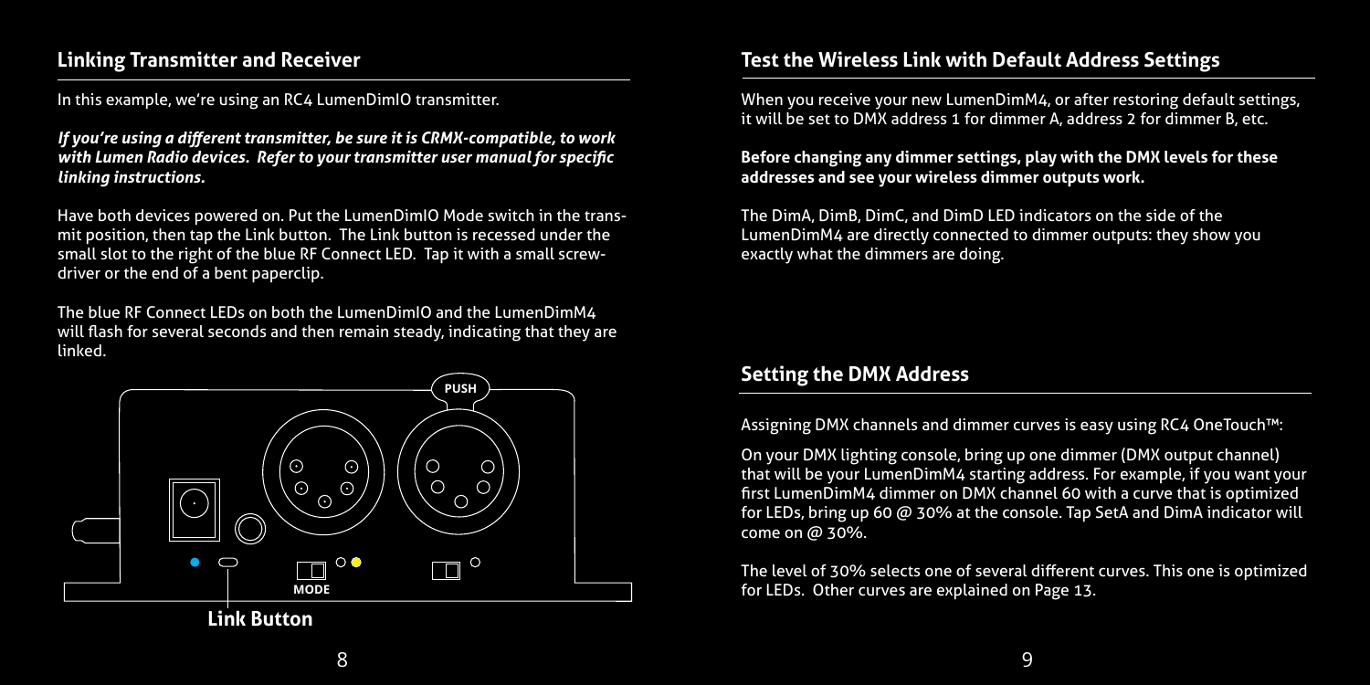## Linking Transmitter and Receiver

In this example, we're using an RC4 LumenDimIO transmitter.

***If you're using a different transmitter, be sure it is CRMX-compatible, to work with Lumen Radio devices. Refer to your transmitter user manual for specific linking instructions.***

Have both devices powered on. Put the LumenDimIO Mode switch in the transmit position, then tap the Link button. The Link button is recessed under the small slot to the right of the blue RF Connect LED. Tap it with a small screwdriver or the end of a bent paperclip.

The blue RF Connect LEDs on both the LumenDimIO and the LumenDimM4 will flash for several seconds and then remain steady, indicating that they are linked.

PUSH

MODE

**Link Button**

## Test the Wireless Link with Default Address Settings

When you receive your new LumenDimM4, or after restoring default settings, it will be set to DMX address 1 for dimmer A, address 2 for dimmer B, etc.

**Before changing any dimmer settings, play with the DMX levels for these addresses and see your wireless dimmer outputs work.**

The DimA, DimB, DimC, and DimD LED indicators on the side of the LumenDimM4 are directly connected to dimmer outputs: they show you exactly what the dimmers are doing.

## Setting the DMX Address

Assigning DMX channels and dimmer curves is easy using RC4 OneTouch™:

On your DMX lighting console, bring up one dimmer (DMX output channel) that will be your LumenDimM4 starting address. For example, if you want your first LumenDimM4 dimmer on DMX channel 60 with a curve that is optimized for LEDs, bring up 60 @ 30% at the console. Tap SetA and DimA indicator will come on @ 30%.

The level of 30% selects one of several different curves. This one is optimized for LEDs. Other curves are explained on Page 13.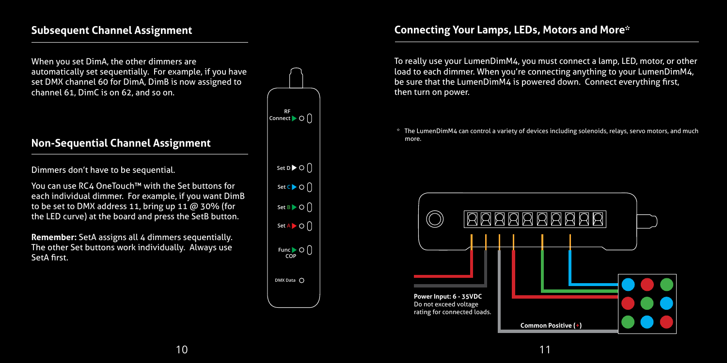## Subsequent Channel Assignment

When you set DimA, the other dimmers are automatically set sequentially. For example, if you have set DMX channel 60 for DimA, DimB is now assigned to channel 61, DimC is on 62, and so on.

## Non-Sequential Channel Assignment

Dimmers don't have to be sequential.

You can use RC4 OneTouch™ with the Set buttons for each individual dimmer. For example, if you want DimB to be set to DMX address 11, bring up 11 @ 30% (for the LED curve) at the board and press the SetB button.

**Remember:** SetA assigns all 4 dimmers sequentially. The other Set buttons work individually. Always use SetA first.

RF Connect

Set D

Set C

Set B

Set A

Func COP

DMX Data

## Connecting Your Lamps, LEDs, Motors and More*

To really use your LumenDimM4, you must connect a lamp, LED, motor, or other load to each dimmer. When you're connecting anything to your LumenDimM4, be sure that the LumenDimM4 is powered down. Connect everything first, then turn on power.

\* The LumenDimM4 can control a variety of devices including solenoids, relays, servo motors, and much more.

**Power Input: 6 - 35VDC**
Do not exceed voltage rating for connected loads.

**Common Positive (+)**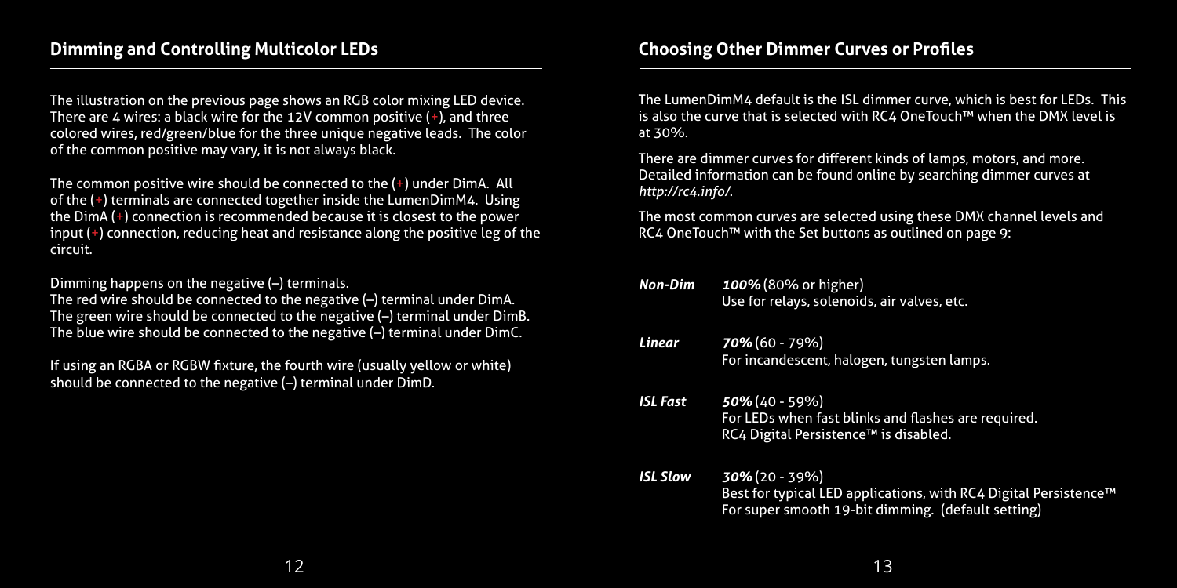## Dimming and Controlling Multicolor LEDs

The illustration on the previous page shows an RGB color mixing LED device. There are 4 wires: a black wire for the 12V common positive (+), and three colored wires, red/green/blue for the three unique negative leads. The color of the common positive may vary, it is not always black.

The common positive wire should be connected to the (+) under DimA. All of the (+) terminals are connected together inside the LumenDimM4. Using the DimA (+) connection is recommended because it is closest to the power input (+) connection, reducing heat and resistance along the positive leg of the circuit.

Dimming happens on the negative (–) terminals.
The red wire should be connected to the negative (–) terminal under DimA.
The green wire should be connected to the negative (–) terminal under DimB.
The blue wire should be connected to the negative (–) terminal under DimC.

If using an RGBA or RGBW fixture, the fourth wire (usually yellow or white) should be connected to the negative (–) terminal under DimD.

## Choosing Other Dimmer Curves or Profiles

The LumenDimM4 default is the ISL dimmer curve, which is best for LEDs. This is also the curve that is selected with RC4 OneTouch™ when the DMX level is at 30%.

There are dimmer curves for different kinds of lamps, motors, and more. Detailed information can be found online by searching dimmer curves at *http://rc4.info/*.

The most common curves are selected using these DMX channel levels and RC4 OneTouch™ with the Set buttons as outlined on page 9:

| | |
|---|---|
| ***Non-Dim*** | ***100%*** (80% or higher)<br>Use for relays, solenoids, air valves, etc. |
| ***Linear*** | ***70%*** (60 - 79%)<br>For incandescent, halogen, tungsten lamps. |
| ***ISL Fast*** | ***50%*** (40 - 59%)<br>For LEDs when fast blinks and flashes are required.<br>RC4 Digital Persistence™ is disabled. |
| ***ISL Slow*** | ***30%*** (20 - 39%)<br>Best for typical LED applications, with RC4 Digital Persistence™<br>For super smooth 19-bit dimming. (default setting) |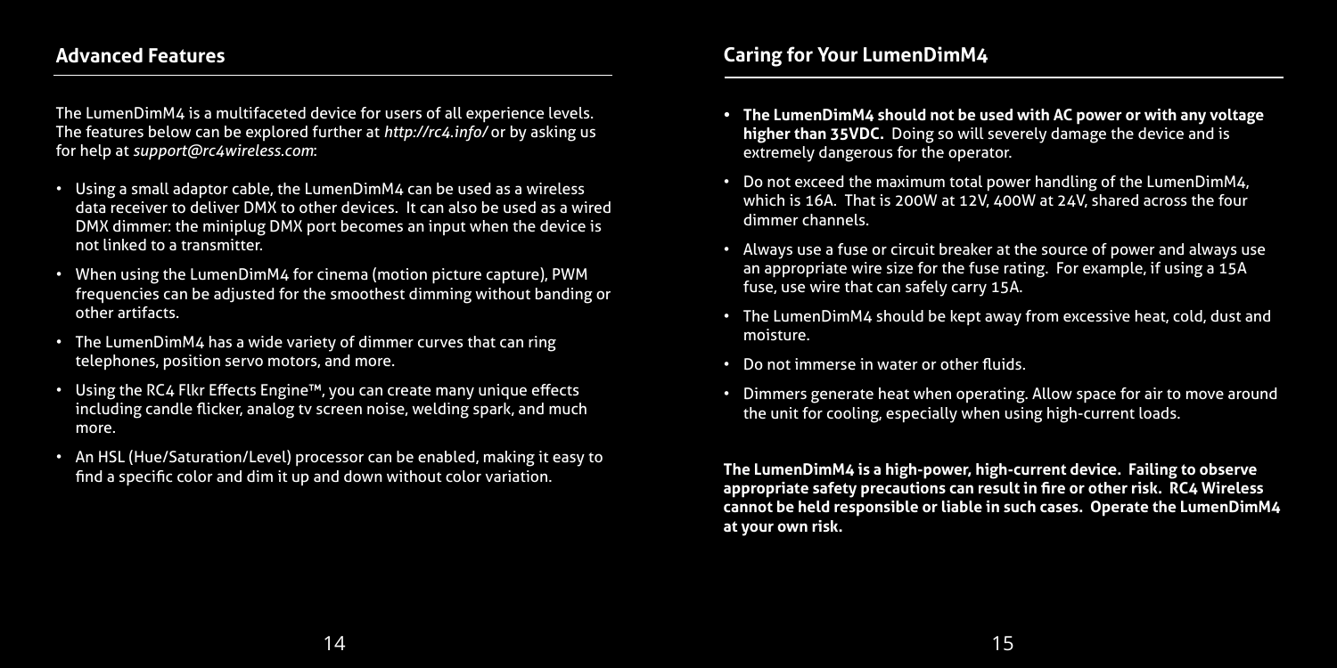## Advanced Features

The LumenDimM4 is a multifaceted device for users of all experience levels. The features below can be explored further at *http://rc4.info/* or by asking us for help at *support@rc4wireless.com*:

- Using a small adaptor cable, the LumenDimM4 can be used as a wireless data receiver to deliver DMX to other devices. It can also be used as a wired DMX dimmer: the miniplug DMX port becomes an input when the device is not linked to a transmitter.
- When using the LumenDimM4 for cinema (motion picture capture), PWM frequencies can be adjusted for the smoothest dimming without banding or other artifacts.
- The LumenDimM4 has a wide variety of dimmer curves that can ring telephones, position servo motors, and more.
- Using the RC4 Flkr Effects Engine™, you can create many unique effects including candle flicker, analog tv screen noise, welding spark, and much more.
- An HSL (Hue/Saturation/Level) processor can be enabled, making it easy to find a specific color and dim it up and down without color variation.

## Caring for Your LumenDimM4

- **The LumenDimM4 should not be used with AC power or with any voltage higher than 35VDC.** Doing so will severely damage the device and is extremely dangerous for the operator.
- Do not exceed the maximum total power handling of the LumenDimM4, which is 16A. That is 200W at 12V, 400W at 24V, shared across the four dimmer channels.
- Always use a fuse or circuit breaker at the source of power and always use an appropriate wire size for the fuse rating. For example, if using a 15A fuse, use wire that can safely carry 15A.
- The LumenDimM4 should be kept away from excessive heat, cold, dust and moisture.
- Do not immerse in water or other fluids.
- Dimmers generate heat when operating. Allow space for air to move around the unit for cooling, especially when using high-current loads.

**The LumenDimM4 is a high-power, high-current device. Failing to observe appropriate safety precautions can result in fire or other risk. RC4 Wireless cannot be held responsible or liable in such cases. Operate the LumenDimM4 at your own risk.**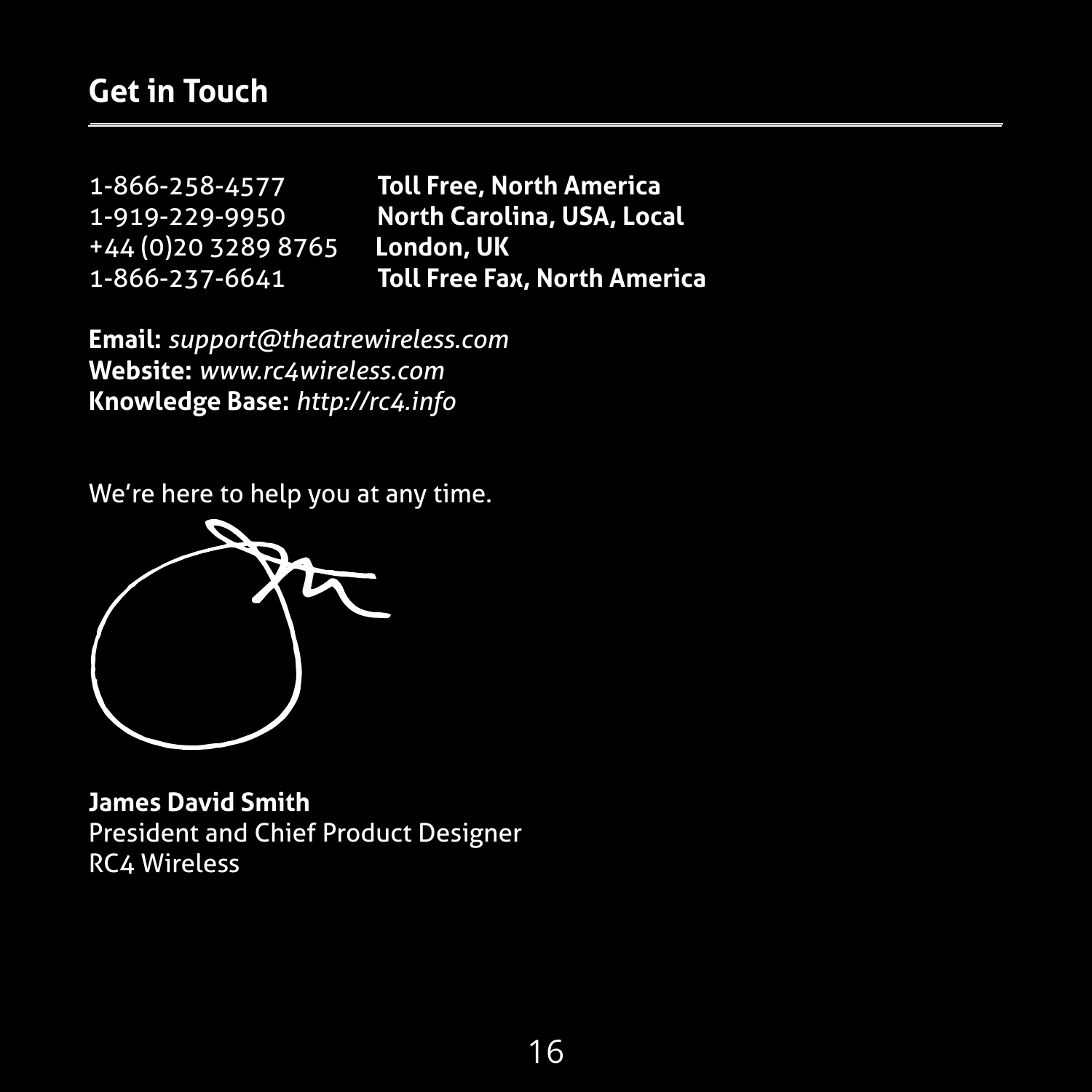## Get in Touch

| | |
|---|---|
| 1-866-258-4577 | **Toll Free, North America** |
| 1-919-229-9950 | **North Carolina, USA, Local** |
| +44 (0)20 3289 8765 | **London, UK** |
| 1-866-237-6641 | **Toll Free Fax, North America** |

**Email:** *support@theatrewireless.com*
**Website:** *www.rc4wireless.com*
**Knowledge Base:** *http://rc4.info*

We're here to help you at any time.

**James David Smith**
President and Chief Product Designer
RC4 Wireless